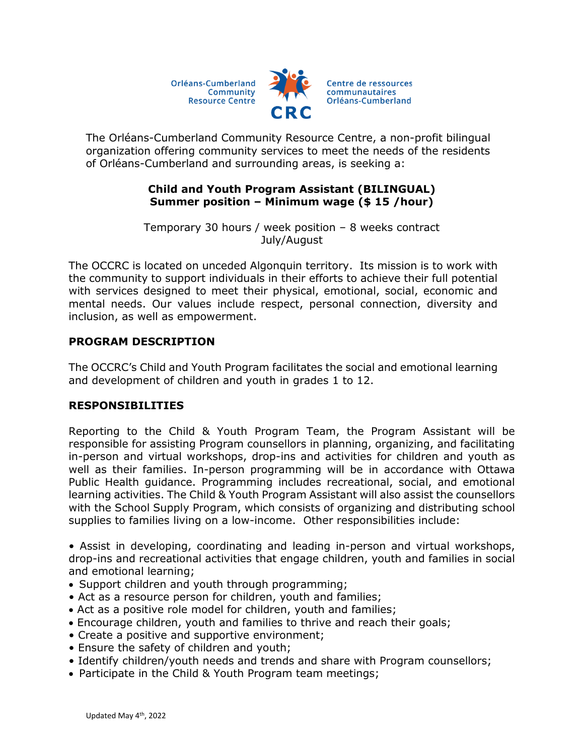Orléans-Cumberland Community Resource Centre

CRC

Centre de ressources communautaires Orléans-Cumberland

The Orléans-Cumberland Community Resource Centre, a non-profit bilingual organization offering community services to meet the needs of the residents of Orléans-Cumberland and surrounding areas, is seeking a:

**Child and Youth Program Assistant (BILINGUAL)**
**Summer position – Minimum wage ($ 15 /hour)**

Temporary 30 hours / week position – 8 weeks contract
July/August

The OCCRC is located on unceded Algonquin territory. Its mission is to work with the community to support individuals in their efforts to achieve their full potential with services designed to meet their physical, emotional, social, economic and mental needs. Our values include respect, personal connection, diversity and inclusion, as well as empowerment.

## PROGRAM DESCRIPTION

The OCCRC's Child and Youth Program facilitates the social and emotional learning and development of children and youth in grades 1 to 12.

## RESPONSIBILITIES

Reporting to the Child & Youth Program Team, the Program Assistant will be responsible for assisting Program counsellors in planning, organizing, and facilitating in-person and virtual workshops, drop-ins and activities for children and youth as well as their families. In-person programming will be in accordance with Ottawa Public Health guidance. Programming includes recreational, social, and emotional learning activities. The Child & Youth Program Assistant will also assist the counsellors with the School Supply Program, which consists of organizing and distributing school supplies to families living on a low-income. Other responsibilities include:

- Assist in developing, coordinating and leading in-person and virtual workshops, drop-ins and recreational activities that engage children, youth and families in social and emotional learning;
- Support children and youth through programming;
- Act as a resource person for children, youth and families;
- Act as a positive role model for children, youth and families;
- Encourage children, youth and families to thrive and reach their goals;
- Create a positive and supportive environment;
- Ensure the safety of children and youth;
- Identify children/youth needs and trends and share with Program counsellors;
- Participate in the Child & Youth Program team meetings;

Updated May 4th, 2022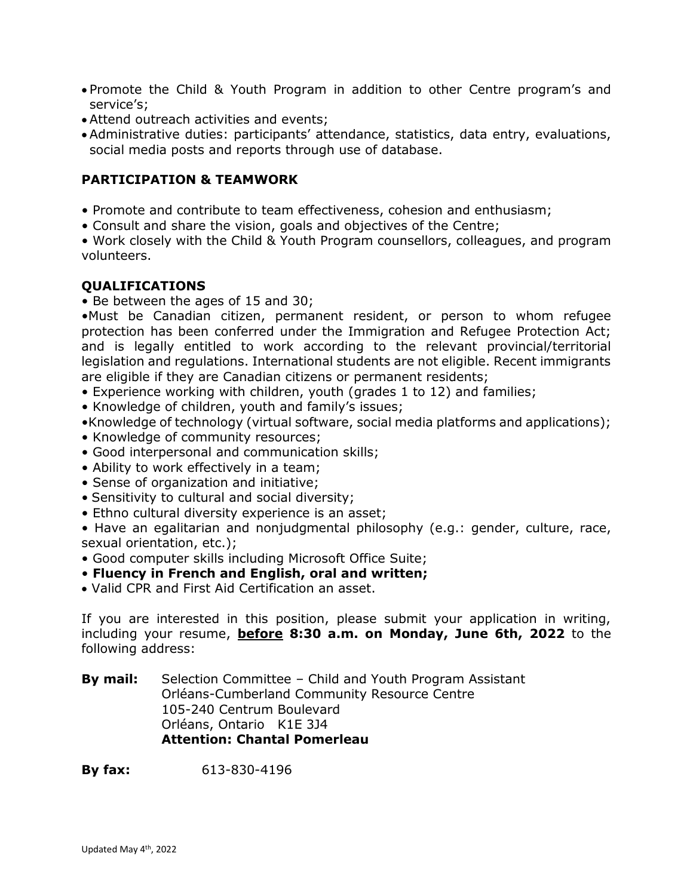- Promote the Child & Youth Program in addition to other Centre program's and service's;
- Attend outreach activities and events;
- Administrative duties: participants' attendance, statistics, data entry, evaluations, social media posts and reports through use of database.

**PARTICIPATION & TEAMWORK**

- Promote and contribute to team effectiveness, cohesion and enthusiasm;
- Consult and share the vision, goals and objectives of the Centre;
- Work closely with the Child & Youth Program counsellors, colleagues, and program volunteers.

**QUALIFICATIONS**

- Be between the ages of 15 and 30;
- Must be Canadian citizen, permanent resident, or person to whom refugee protection has been conferred under the Immigration and Refugee Protection Act; and is legally entitled to work according to the relevant provincial/territorial legislation and regulations. International students are not eligible. Recent immigrants are eligible if they are Canadian citizens or permanent residents;
- Experience working with children, youth (grades 1 to 12) and families;
- Knowledge of children, youth and family's issues;
- Knowledge of technology (virtual software, social media platforms and applications);
- Knowledge of community resources;
- Good interpersonal and communication skills;
- Ability to work effectively in a team;
- Sense of organization and initiative;
- Sensitivity to cultural and social diversity;
- Ethno cultural diversity experience is an asset;
- Have an egalitarian and nonjudgmental philosophy (e.g.: gender, culture, race, sexual orientation, etc.);
- Good computer skills including Microsoft Office Suite;
- **Fluency in French and English, oral and written;**
- Valid CPR and First Aid Certification an asset.

If you are interested in this position, please submit your application in writing, including your resume, **before 8:30 a.m. on Monday, June 6th, 2022** to the following address:

**By mail:** Selection Committee – Child and Youth Program Assistant
Orléans-Cumberland Community Resource Centre
105-240 Centrum Boulevard
Orléans, Ontario K1E 3J4
**Attention: Chantal Pomerleau**

**By fax:** 613-830-4196

Updated May 4th, 2022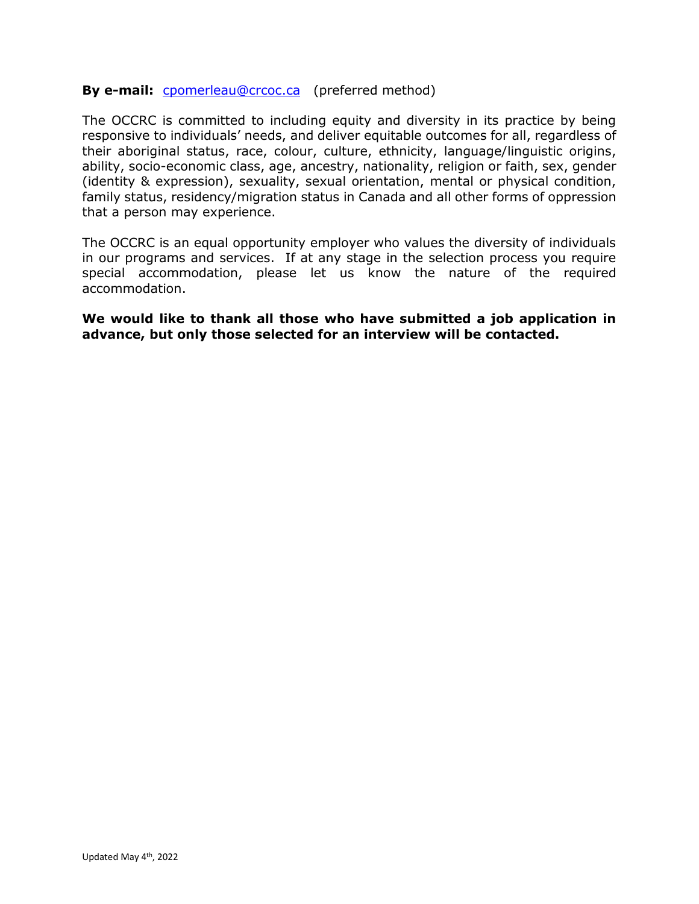**By e-mail:** cpomerleau@crcoc.ca (preferred method)

The OCCRC is committed to including equity and diversity in its practice by being responsive to individuals' needs, and deliver equitable outcomes for all, regardless of their aboriginal status, race, colour, culture, ethnicity, language/linguistic origins, ability, socio-economic class, age, ancestry, nationality, religion or faith, sex, gender (identity & expression), sexuality, sexual orientation, mental or physical condition, family status, residency/migration status in Canada and all other forms of oppression that a person may experience.

The OCCRC is an equal opportunity employer who values the diversity of individuals in our programs and services. If at any stage in the selection process you require special accommodation, please let us know the nature of the required accommodation.

**We would like to thank all those who have submitted a job application in advance, but only those selected for an interview will be contacted.**

Updated May 4th, 2022